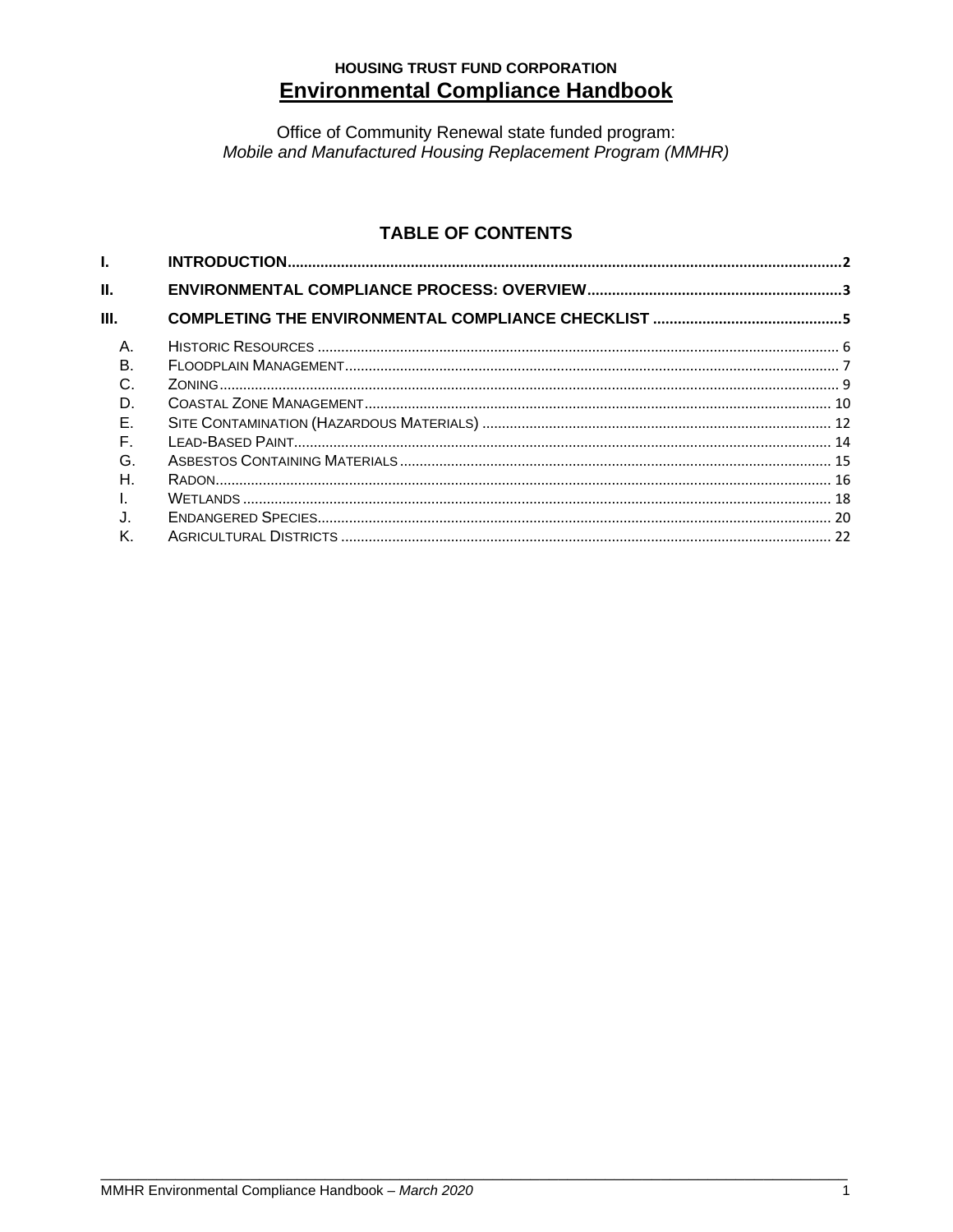**HOUSING TRUST FUND CORPORATION**

# Environmental Compliance Handbook

Office of Community Renewal state funded program:
*Mobile and Manufactured Housing Replacement Program (MMHR)*

## TABLE OF CONTENTS

| | | |
|---|---|---|
| **I.** | **INTRODUCTION** | **2** |
| **II.** | **ENVIRONMENTAL COMPLIANCE PROCESS: OVERVIEW** | **3** |
| **III.** | **COMPLETING THE ENVIRONMENTAL COMPLIANCE CHECKLIST** | **5** |
| A. | HISTORIC RESOURCES | 6 |
| B. | FLOODPLAIN MANAGEMENT | 7 |
| C. | ZONING | 9 |
| D. | COASTAL ZONE MANAGEMENT | 10 |
| E. | SITE CONTAMINATION (HAZARDOUS MATERIALS) | 12 |
| F. | LEAD-BASED PAINT | 14 |
| G. | ASBESTOS CONTAINING MATERIALS | 15 |
| H. | RADON | 16 |
| I. | WETLANDS | 18 |
| J. | ENDANGERED SPECIES | 20 |
| K. | AGRICULTURAL DISTRICTS | 22 |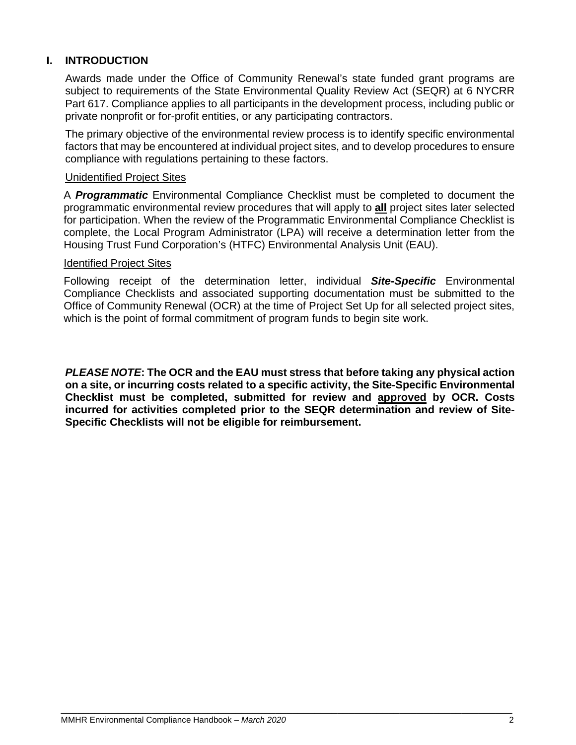## I. INTRODUCTION

Awards made under the Office of Community Renewal's state funded grant programs are subject to requirements of the State Environmental Quality Review Act (SEQR) at 6 NYCRR Part 617. Compliance applies to all participants in the development process, including public or private nonprofit or for-profit entities, or any participating contractors.

The primary objective of the environmental review process is to identify specific environmental factors that may be encountered at individual project sites, and to develop procedures to ensure compliance with regulations pertaining to these factors.

<u>Unidentified Project Sites</u>

A ***Programmatic*** Environmental Compliance Checklist must be completed to document the programmatic environmental review procedures that will apply to **<u>all</u>** project sites later selected for participation. When the review of the Programmatic Environmental Compliance Checklist is complete, the Local Program Administrator (LPA) will receive a determination letter from the Housing Trust Fund Corporation's (HTFC) Environmental Analysis Unit (EAU).

<u>Identified Project Sites</u>

Following receipt of the determination letter, individual ***Site-Specific*** Environmental Compliance Checklists and associated supporting documentation must be submitted to the Office of Community Renewal (OCR) at the time of Project Set Up for all selected project sites, which is the point of formal commitment of program funds to begin site work.

***PLEASE NOTE*: The OCR and the EAU must stress that before taking any physical action on a site, or incurring costs related to a specific activity, the Site-Specific Environmental Checklist must be completed, submitted for review and <u>approved</u> by OCR. Costs incurred for activities completed prior to the SEQR determination and review of Site-Specific Checklists will not be eligible for reimbursement.**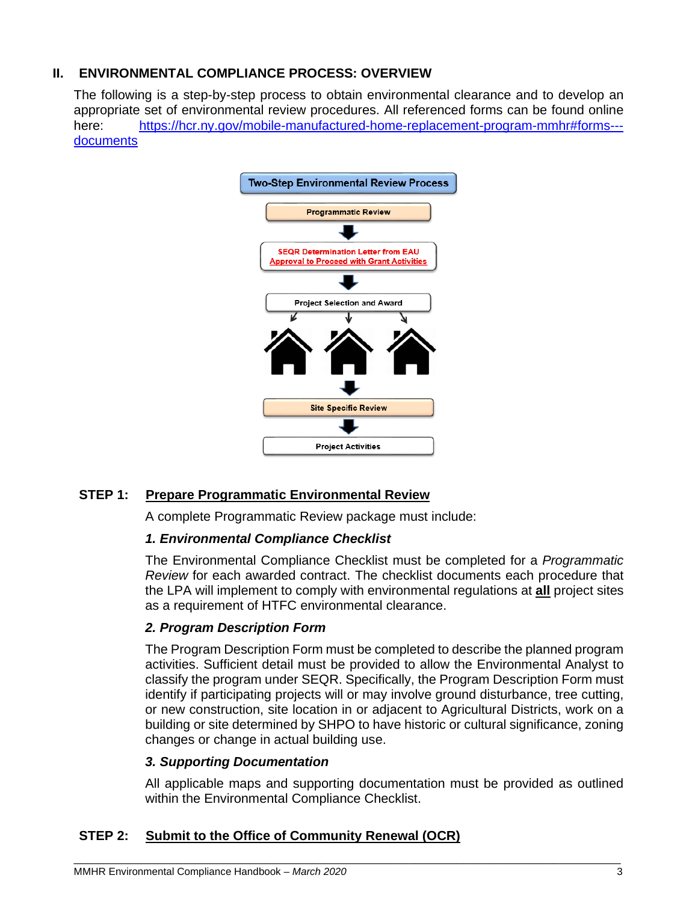## II. ENVIRONMENTAL COMPLIANCE PROCESS: OVERVIEW

The following is a step-by-step process to obtain environmental clearance and to develop an appropriate set of environmental review procedures. All referenced forms can be found online here: [https://hcr.ny.gov/mobile-manufactured-home-replacement-program-mmhr#forms---documents](https://hcr.ny.gov/mobile-manufactured-home-replacement-program-mmhr#forms---documents)

Two-Step Environmental Review Process

Programmatic Review

SEQR Determination Letter from EAU
Approval to Proceed with Grant Activities

Project Selection and Award

Site Specific Review

Project Activities

### STEP 1: Prepare Programmatic Environmental Review

A complete Programmatic Review package must include:

***1. Environmental Compliance Checklist***

The Environmental Compliance Checklist must be completed for a *Programmatic Review* for each awarded contract. The checklist documents each procedure that the LPA will implement to comply with environmental regulations at **all** project sites as a requirement of HTFC environmental clearance.

***2. Program Description Form***

The Program Description Form must be completed to describe the planned program activities. Sufficient detail must be provided to allow the Environmental Analyst to classify the program under SEQR. Specifically, the Program Description Form must identify if participating projects will or may involve ground disturbance, tree cutting, or new construction, site location in or adjacent to Agricultural Districts, work on a building or site determined by SHPO to have historic or cultural significance, zoning changes or change in actual building use.

***3. Supporting Documentation***

All applicable maps and supporting documentation must be provided as outlined within the Environmental Compliance Checklist.

### STEP 2: Submit to the Office of Community Renewal (OCR)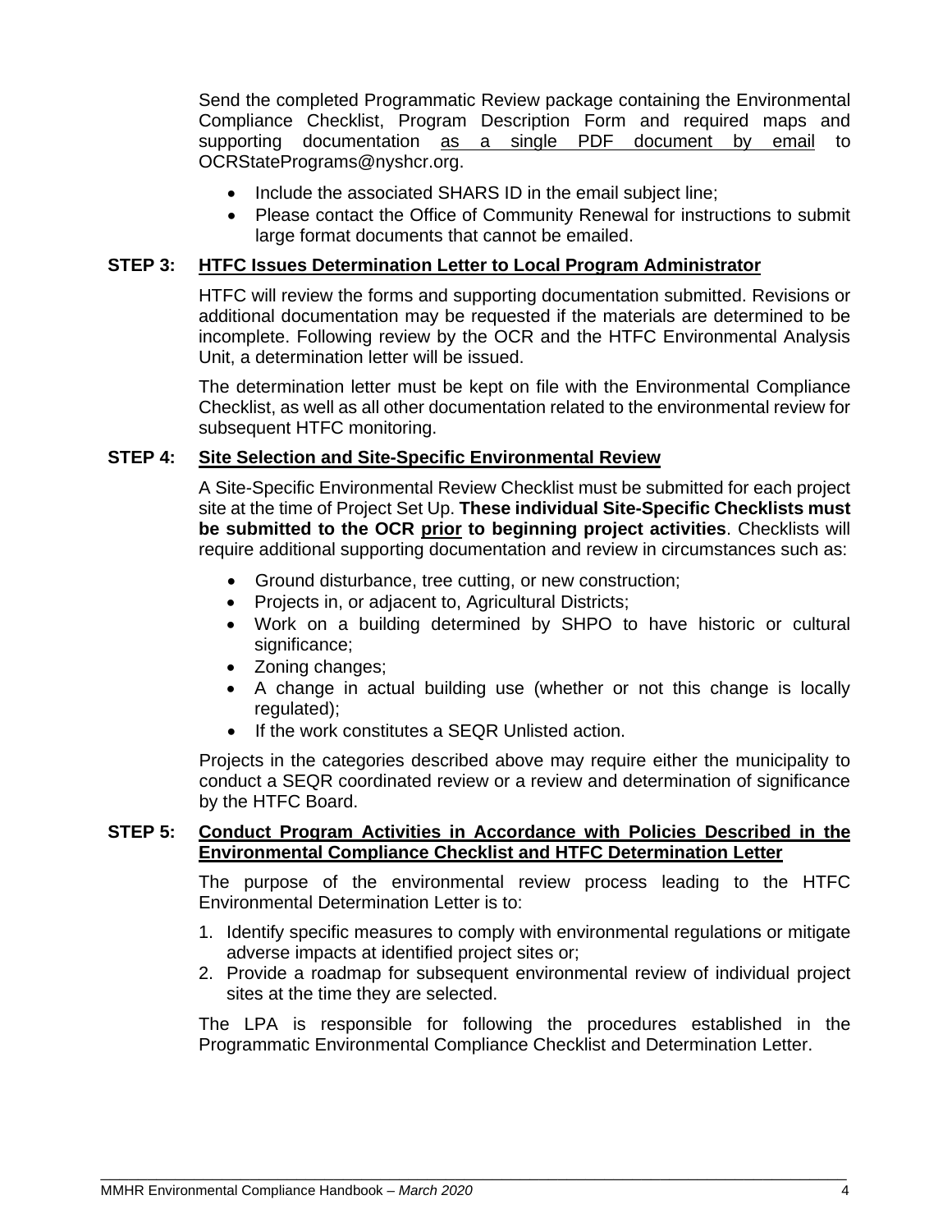Send the completed Programmatic Review package containing the Environmental Compliance Checklist, Program Description Form and required maps and supporting documentation as a single PDF document by email to OCRStatePrograms@nyshcr.org.

- Include the associated SHARS ID in the email subject line;
- Please contact the Office of Community Renewal for instructions to submit large format documents that cannot be emailed.

**STEP 3: HTFC Issues Determination Letter to Local Program Administrator**

HTFC will review the forms and supporting documentation submitted. Revisions or additional documentation may be requested if the materials are determined to be incomplete. Following review by the OCR and the HTFC Environmental Analysis Unit, a determination letter will be issued.

The determination letter must be kept on file with the Environmental Compliance Checklist, as well as all other documentation related to the environmental review for subsequent HTFC monitoring.

**STEP 4: Site Selection and Site-Specific Environmental Review**

A Site-Specific Environmental Review Checklist must be submitted for each project site at the time of Project Set Up. **These individual Site-Specific Checklists must be submitted to the OCR prior to beginning project activities**. Checklists will require additional supporting documentation and review in circumstances such as:

- Ground disturbance, tree cutting, or new construction;
- Projects in, or adjacent to, Agricultural Districts;
- Work on a building determined by SHPO to have historic or cultural significance;
- Zoning changes;
- A change in actual building use (whether or not this change is locally regulated);
- If the work constitutes a SEQR Unlisted action.

Projects in the categories described above may require either the municipality to conduct a SEQR coordinated review or a review and determination of significance by the HTFC Board.

**STEP 5: Conduct Program Activities in Accordance with Policies Described in the Environmental Compliance Checklist and HTFC Determination Letter**

The purpose of the environmental review process leading to the HTFC Environmental Determination Letter is to:

1. Identify specific measures to comply with environmental regulations or mitigate adverse impacts at identified project sites or;
2. Provide a roadmap for subsequent environmental review of individual project sites at the time they are selected.

The LPA is responsible for following the procedures established in the Programmatic Environmental Compliance Checklist and Determination Letter.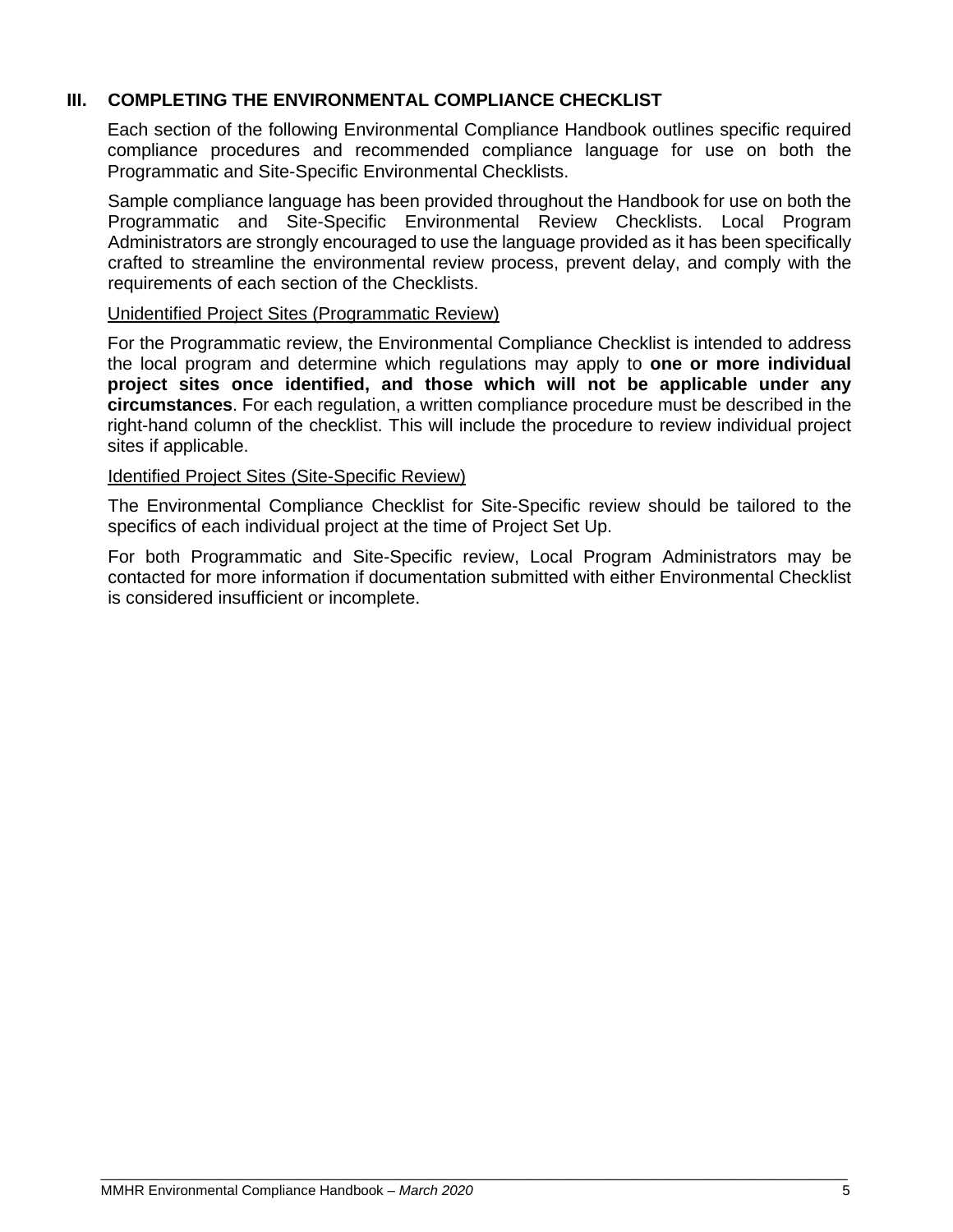## III. COMPLETING THE ENVIRONMENTAL COMPLIANCE CHECKLIST

Each section of the following Environmental Compliance Handbook outlines specific required compliance procedures and recommended compliance language for use on both the Programmatic and Site-Specific Environmental Checklists.

Sample compliance language has been provided throughout the Handbook for use on both the Programmatic and Site-Specific Environmental Review Checklists. Local Program Administrators are strongly encouraged to use the language provided as it has been specifically crafted to streamline the environmental review process, prevent delay, and comply with the requirements of each section of the Checklists.

Unidentified Project Sites (Programmatic Review)

For the Programmatic review, the Environmental Compliance Checklist is intended to address the local program and determine which regulations may apply to **one or more individual project sites once identified, and those which will not be applicable under any circumstances**. For each regulation, a written compliance procedure must be described in the right-hand column of the checklist. This will include the procedure to review individual project sites if applicable.

Identified Project Sites (Site-Specific Review)

The Environmental Compliance Checklist for Site-Specific review should be tailored to the specifics of each individual project at the time of Project Set Up.

For both Programmatic and Site-Specific review, Local Program Administrators may be contacted for more information if documentation submitted with either Environmental Checklist is considered insufficient or incomplete.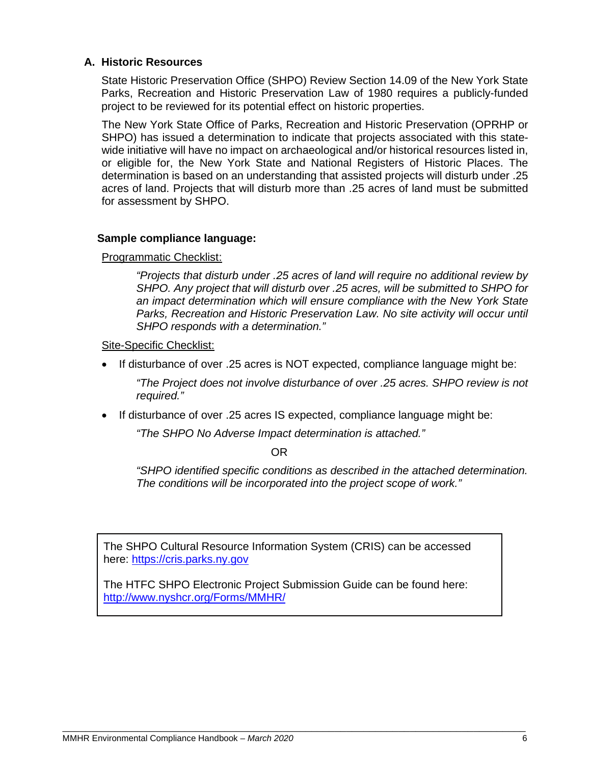## A. Historic Resources

State Historic Preservation Office (SHPO) Review Section 14.09 of the New York State Parks, Recreation and Historic Preservation Law of 1980 requires a publicly-funded project to be reviewed for its potential effect on historic properties.

The New York State Office of Parks, Recreation and Historic Preservation (OPRHP or SHPO) has issued a determination to indicate that projects associated with this state-wide initiative will have no impact on archaeological and/or historical resources listed in, or eligible for, the New York State and National Registers of Historic Places. The determination is based on an understanding that assisted projects will disturb under .25 acres of land. Projects that will disturb more than .25 acres of land must be submitted for assessment by SHPO.

### Sample compliance language:

Programmatic Checklist:

> *"Projects that disturb under .25 acres of land will require no additional review by SHPO. Any project that will disturb over .25 acres, will be submitted to SHPO for an impact determination which will ensure compliance with the New York State Parks, Recreation and Historic Preservation Law. No site activity will occur until SHPO responds with a determination."*

Site-Specific Checklist:

- If disturbance of over .25 acres is NOT expected, compliance language might be:

  > *"The Project does not involve disturbance of over .25 acres. SHPO review is not required."*

- If disturbance of over .25 acres IS expected, compliance language might be:

  > *"The SHPO No Adverse Impact determination is attached."*

  OR

  > *"SHPO identified specific conditions as described in the attached determination. The conditions will be incorporated into the project scope of work."*

---

The SHPO Cultural Resource Information System (CRIS) can be accessed here: https://cris.parks.ny.gov

The HTFC SHPO Electronic Project Submission Guide can be found here: http://www.nyshcr.org/Forms/MMHR/

---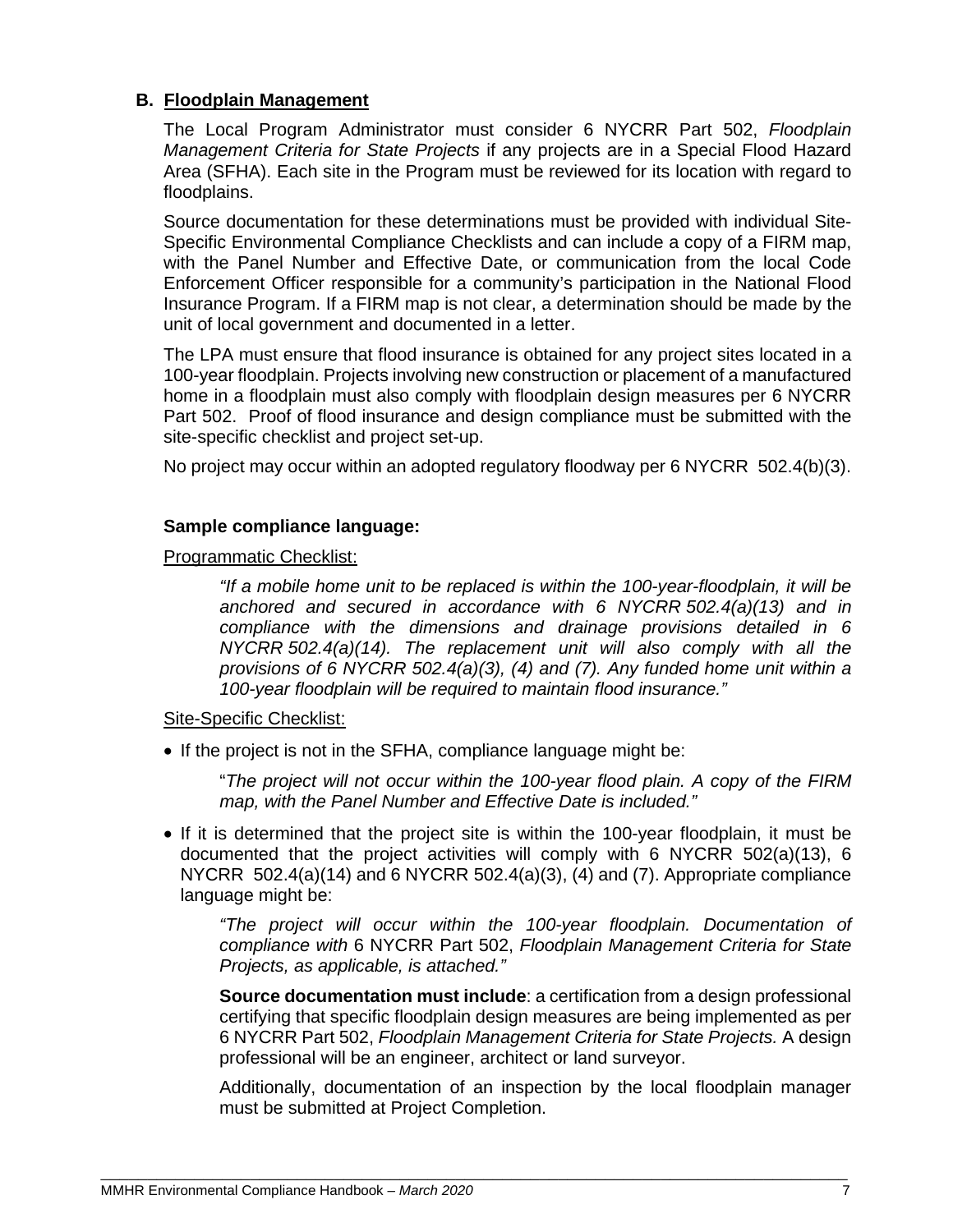## B. Floodplain Management

The Local Program Administrator must consider 6 NYCRR Part 502, *Floodplain Management Criteria for State Projects* if any projects are in a Special Flood Hazard Area (SFHA). Each site in the Program must be reviewed for its location with regard to floodplains.

Source documentation for these determinations must be provided with individual Site-Specific Environmental Compliance Checklists and can include a copy of a FIRM map, with the Panel Number and Effective Date, or communication from the local Code Enforcement Officer responsible for a community's participation in the National Flood Insurance Program. If a FIRM map is not clear, a determination should be made by the unit of local government and documented in a letter.

The LPA must ensure that flood insurance is obtained for any project sites located in a 100-year floodplain. Projects involving new construction or placement of a manufactured home in a floodplain must also comply with floodplain design measures per 6 NYCRR Part 502. Proof of flood insurance and design compliance must be submitted with the site-specific checklist and project set-up.

No project may occur within an adopted regulatory floodway per 6 NYCRR 502.4(b)(3).

**Sample compliance language:**

Programmatic Checklist:

> *"If a mobile home unit to be replaced is within the 100-year-floodplain, it will be anchored and secured in accordance with 6 NYCRR 502.4(a)(13) and in compliance with the dimensions and drainage provisions detailed in 6 NYCRR 502.4(a)(14). The replacement unit will also comply with all the provisions of 6 NYCRR 502.4(a)(3), (4) and (7). Any funded home unit within a 100-year floodplain will be required to maintain flood insurance."*

Site-Specific Checklist:

- If the project is not in the SFHA, compliance language might be:

  "*The project will not occur within the 100-year flood plain. A copy of the FIRM map, with the Panel Number and Effective Date is included."*

- If it is determined that the project site is within the 100-year floodplain, it must be documented that the project activities will comply with 6 NYCRR 502(a)(13), 6 NYCRR 502.4(a)(14) and 6 NYCRR 502.4(a)(3), (4) and (7). Appropriate compliance language might be:

  *"The project will occur within the 100-year floodplain. Documentation of compliance with* 6 NYCRR Part 502, *Floodplain Management Criteria for State Projects, as applicable, is attached."*

  **Source documentation must include**: a certification from a design professional certifying that specific floodplain design measures are being implemented as per 6 NYCRR Part 502, *Floodplain Management Criteria for State Projects.* A design professional will be an engineer, architect or land surveyor.

  Additionally, documentation of an inspection by the local floodplain manager must be submitted at Project Completion.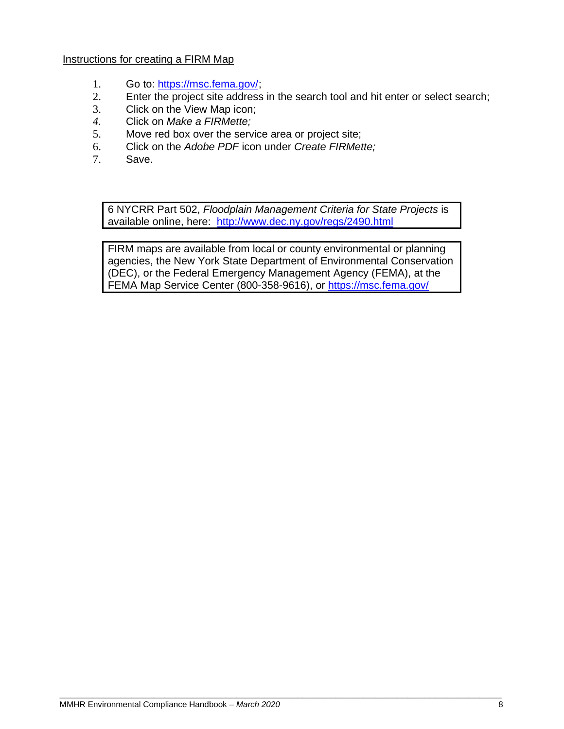Instructions for creating a FIRM Map

1. Go to: https://msc.fema.gov/;
2. Enter the project site address in the search tool and hit enter or select search;
3. Click on the View Map icon;
4. Click on *Make a FIRMette;*
5. Move red box over the service area or project site;
6. Click on the *Adobe PDF* icon under *Create FIRMette;*
7. Save.

6 NYCRR Part 502, *Floodplain Management Criteria for State Projects* is available online, here: http://www.dec.ny.gov/regs/2490.html

FIRM maps are available from local or county environmental or planning agencies, the New York State Department of Environmental Conservation (DEC), or the Federal Emergency Management Agency (FEMA), at the FEMA Map Service Center (800-358-9616), or https://msc.fema.gov/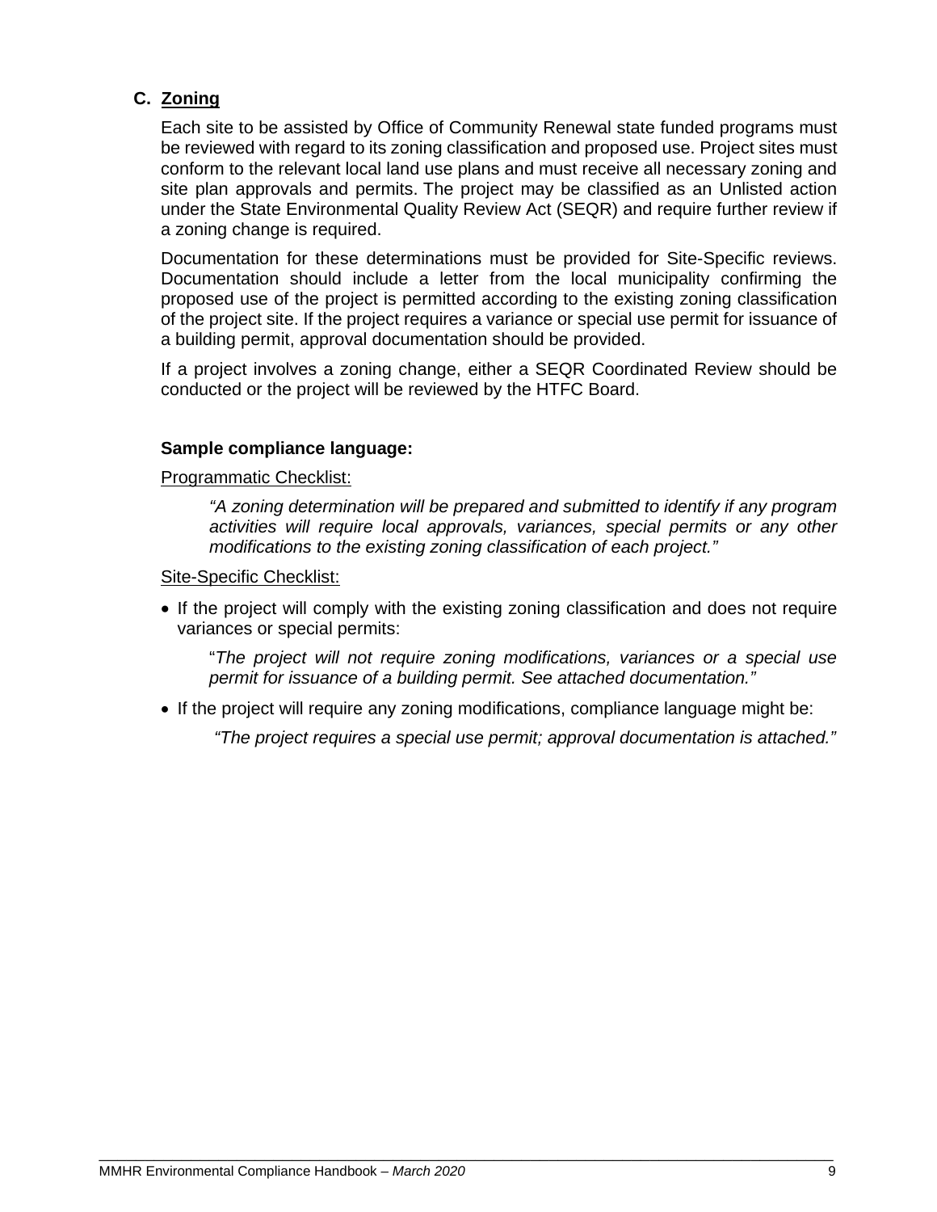### C. Zoning

Each site to be assisted by Office of Community Renewal state funded programs must be reviewed with regard to its zoning classification and proposed use. Project sites must conform to the relevant local land use plans and must receive all necessary zoning and site plan approvals and permits. The project may be classified as an Unlisted action under the State Environmental Quality Review Act (SEQR) and require further review if a zoning change is required.

Documentation for these determinations must be provided for Site-Specific reviews. Documentation should include a letter from the local municipality confirming the proposed use of the project is permitted according to the existing zoning classification of the project site. If the project requires a variance or special use permit for issuance of a building permit, approval documentation should be provided.

If a project involves a zoning change, either a SEQR Coordinated Review should be conducted or the project will be reviewed by the HTFC Board.

**Sample compliance language:**

Programmatic Checklist:

> *"A zoning determination will be prepared and submitted to identify if any program activities will require local approvals, variances, special permits or any other modifications to the existing zoning classification of each project."*

Site-Specific Checklist:

- If the project will comply with the existing zoning classification and does not require variances or special permits:

  > "*The project will not require zoning modifications, variances or a special use permit for issuance of a building permit. See attached documentation."*

- If the project will require any zoning modifications, compliance language might be:

  > *"The project requires a special use permit; approval documentation is attached."*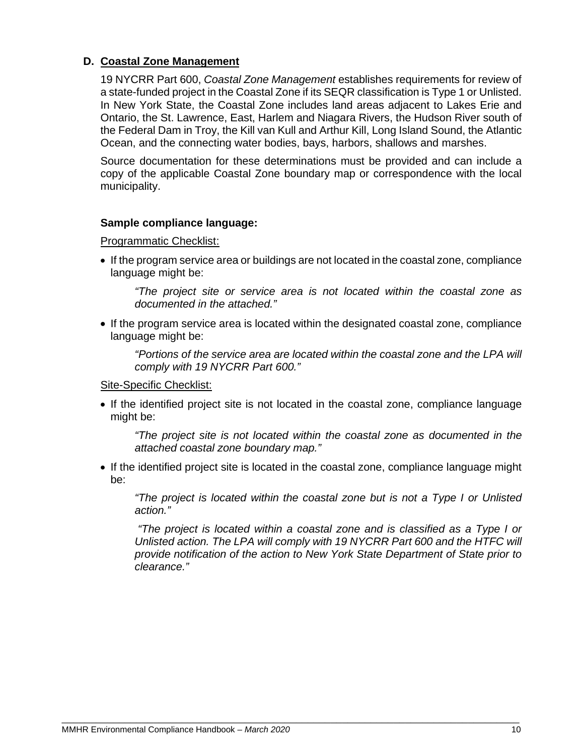## D. Coastal Zone Management

19 NYCRR Part 600, *Coastal Zone Management* establishes requirements for review of a state-funded project in the Coastal Zone if its SEQR classification is Type 1 or Unlisted. In New York State, the Coastal Zone includes land areas adjacent to Lakes Erie and Ontario, the St. Lawrence, East, Harlem and Niagara Rivers, the Hudson River south of the Federal Dam in Troy, the Kill van Kull and Arthur Kill, Long Island Sound, the Atlantic Ocean, and the connecting water bodies, bays, harbors, shallows and marshes.

Source documentation for these determinations must be provided and can include a copy of the applicable Coastal Zone boundary map or correspondence with the local municipality.

**Sample compliance language:**

Programmatic Checklist:

- If the program service area or buildings are not located in the coastal zone, compliance language might be:

  *"The project site or service area is not located within the coastal zone as documented in the attached."*

- If the program service area is located within the designated coastal zone, compliance language might be:

  *"Portions of the service area are located within the coastal zone and the LPA will comply with 19 NYCRR Part 600."*

Site-Specific Checklist:

- If the identified project site is not located in the coastal zone, compliance language might be:

  *"The project site is not located within the coastal zone as documented in the attached coastal zone boundary map."*

- If the identified project site is located in the coastal zone, compliance language might be:

  *"The project is located within the coastal zone but is not a Type I or Unlisted action."*

  *"The project is located within a coastal zone and is classified as a Type I or Unlisted action. The LPA will comply with 19 NYCRR Part 600 and the HTFC will provide notification of the action to New York State Department of State prior to clearance."*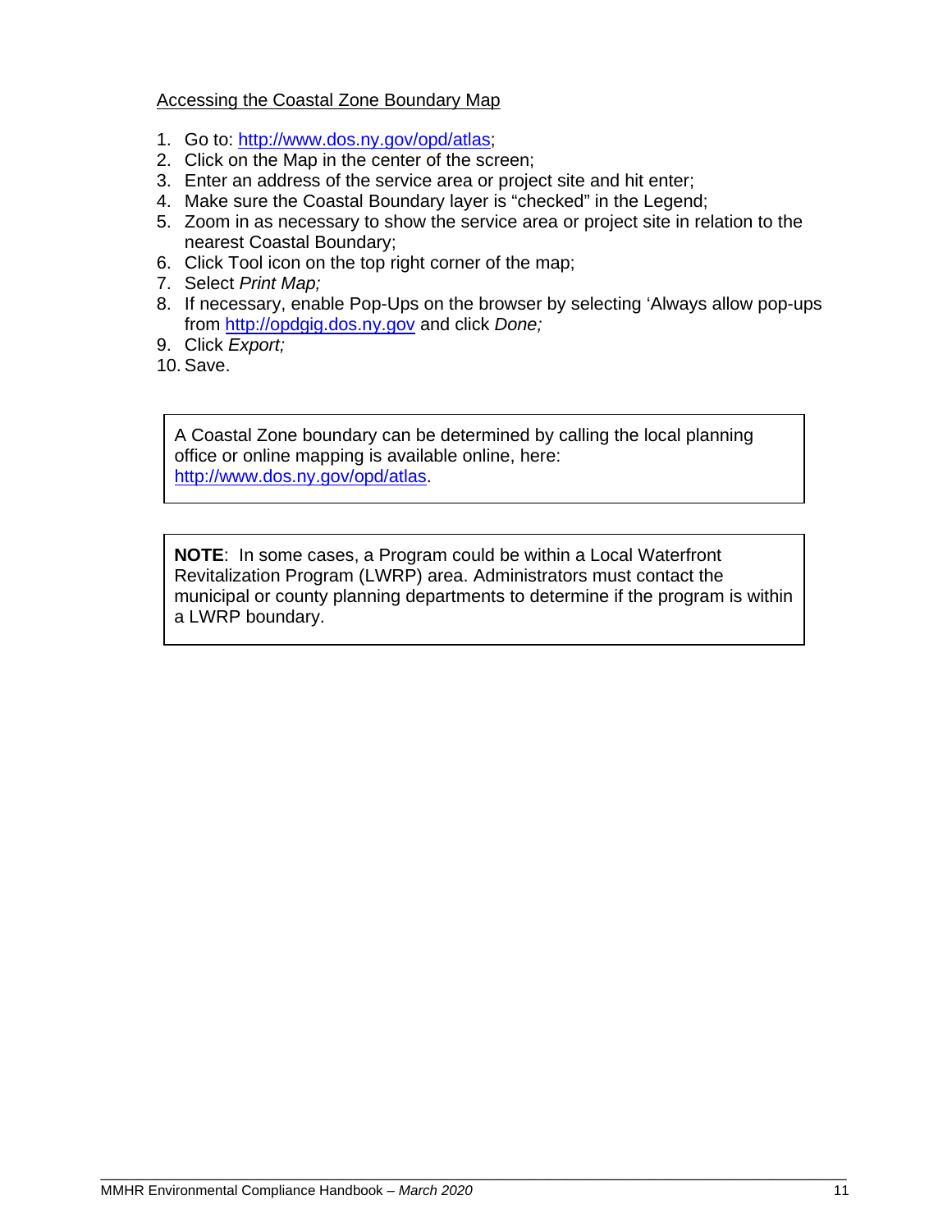Accessing the Coastal Zone Boundary Map

1. Go to: http://www.dos.ny.gov/opd/atlas;
2. Click on the Map in the center of the screen;
3. Enter an address of the service area or project site and hit enter;
4. Make sure the Coastal Boundary layer is "checked" in the Legend;
5. Zoom in as necessary to show the service area or project site in relation to the nearest Coastal Boundary;
6. Click Tool icon on the top right corner of the map;
7. Select *Print Map;*
8. If necessary, enable Pop-Ups on the browser by selecting 'Always allow pop-ups from http://opdgig.dos.ny.gov and click *Done;*
9. Click *Export;*
10. Save.

A Coastal Zone boundary can be determined by calling the local planning office or online mapping is available online, here: http://www.dos.ny.gov/opd/atlas.

**NOTE**: In some cases, a Program could be within a Local Waterfront Revitalization Program (LWRP) area. Administrators must contact the municipal or county planning departments to determine if the program is within a LWRP boundary.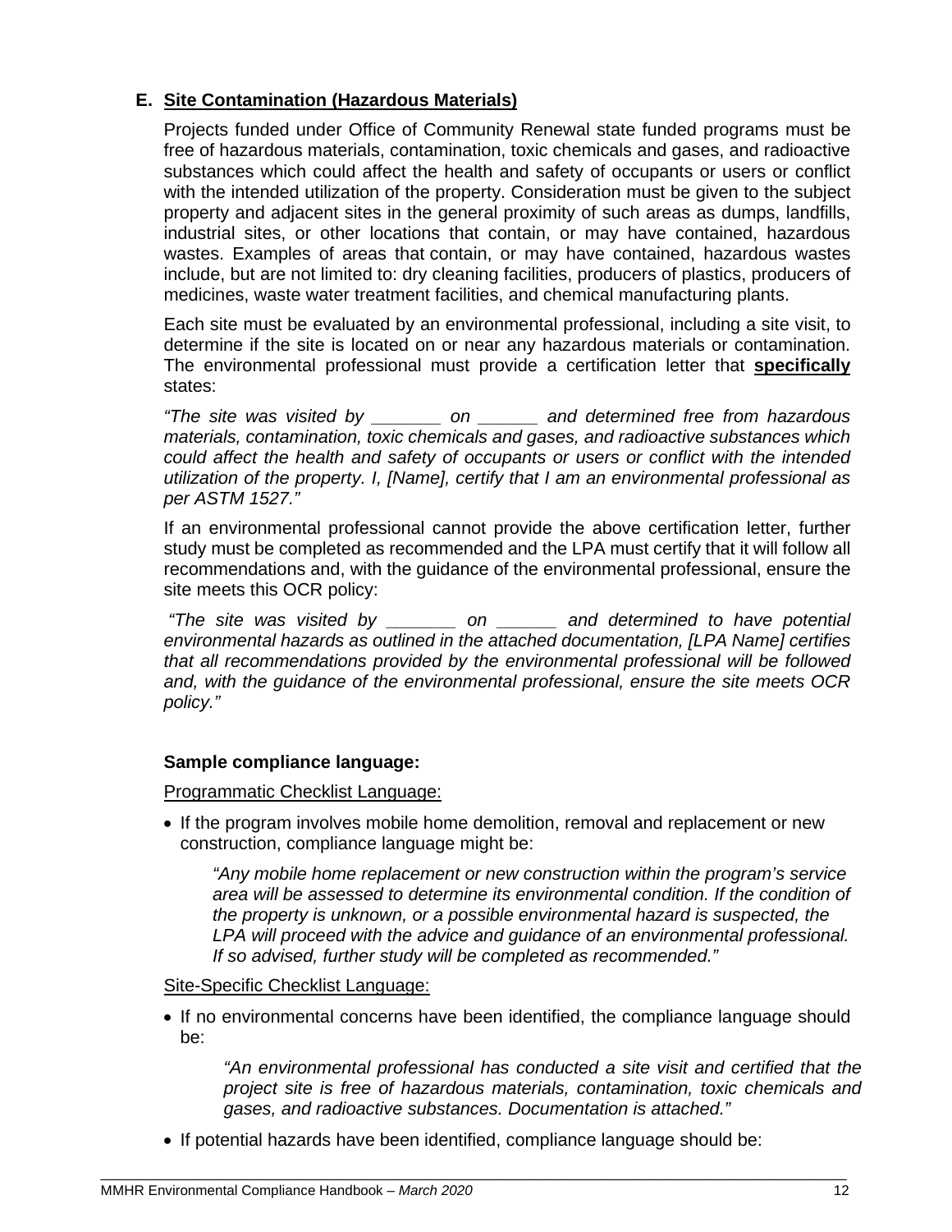### E. Site Contamination (Hazardous Materials)

Projects funded under Office of Community Renewal state funded programs must be free of hazardous materials, contamination, toxic chemicals and gases, and radioactive substances which could affect the health and safety of occupants or users or conflict with the intended utilization of the property. Consideration must be given to the subject property and adjacent sites in the general proximity of such areas as dumps, landfills, industrial sites, or other locations that contain, or may have contained, hazardous wastes. Examples of areas that contain, or may have contained, hazardous wastes include, but are not limited to: dry cleaning facilities, producers of plastics, producers of medicines, waste water treatment facilities, and chemical manufacturing plants.

Each site must be evaluated by an environmental professional, including a site visit, to determine if the site is located on or near any hazardous materials or contamination. The environmental professional must provide a certification letter that **specifically** states:

*"The site was visited by _______ on ______ and determined free from hazardous materials, contamination, toxic chemicals and gases, and radioactive substances which could affect the health and safety of occupants or users or conflict with the intended utilization of the property. I, [Name], certify that I am an environmental professional as per ASTM 1527."*

If an environmental professional cannot provide the above certification letter, further study must be completed as recommended and the LPA must certify that it will follow all recommendations and, with the guidance of the environmental professional, ensure the site meets this OCR policy:

*"The site was visited by _______ on ______ and determined to have potential environmental hazards as outlined in the attached documentation, [LPA Name] certifies that all recommendations provided by the environmental professional will be followed and, with the guidance of the environmental professional, ensure the site meets OCR policy."*

**Sample compliance language:**

Programmatic Checklist Language:

- If the program involves mobile home demolition, removal and replacement or new construction, compliance language might be:

  *"Any mobile home replacement or new construction within the program's service area will be assessed to determine its environmental condition. If the condition of the property is unknown, or a possible environmental hazard is suspected, the LPA will proceed with the advice and guidance of an environmental professional. If so advised, further study will be completed as recommended."*

Site-Specific Checklist Language:

- If no environmental concerns have been identified, the compliance language should be:

  *"An environmental professional has conducted a site visit and certified that the project site is free of hazardous materials, contamination, toxic chemicals and gases, and radioactive substances. Documentation is attached."*

- If potential hazards have been identified, compliance language should be: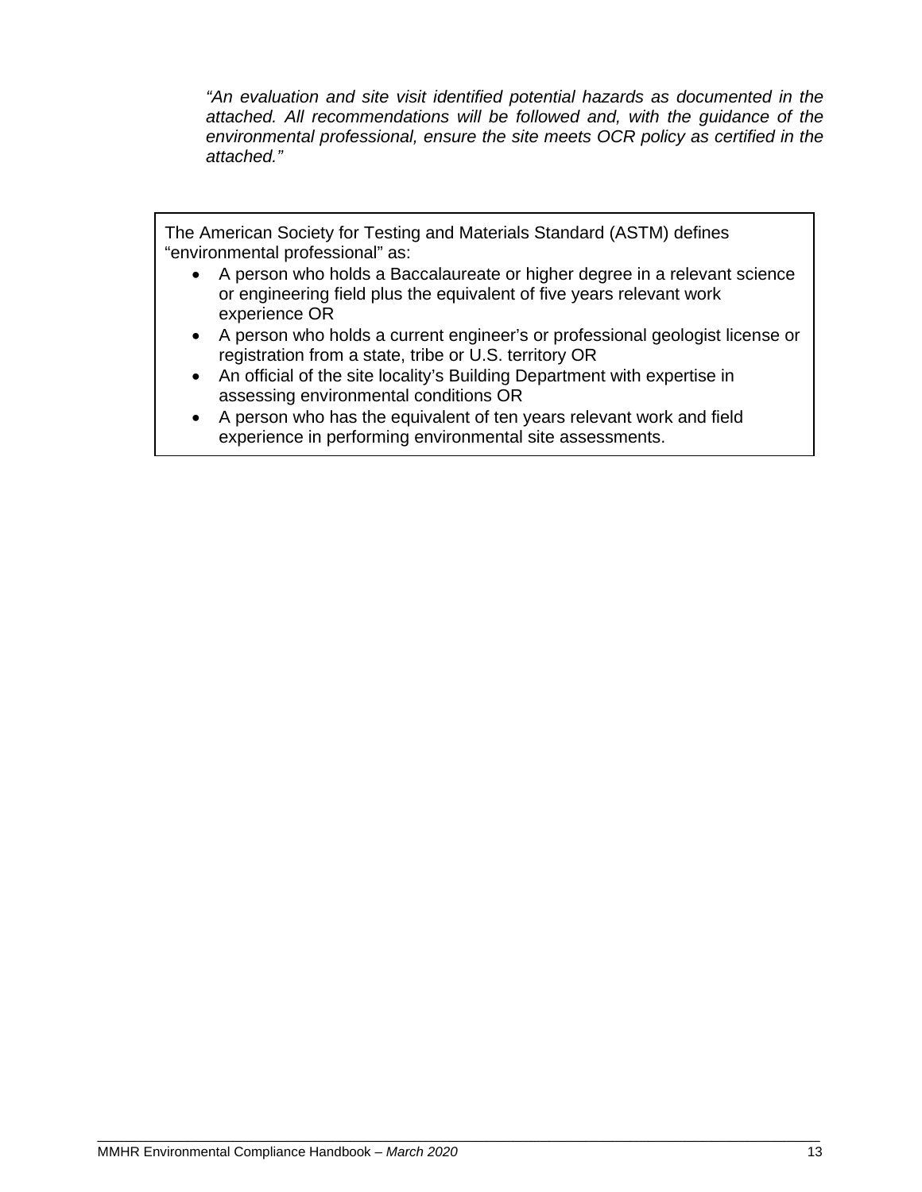*"An evaluation and site visit identified potential hazards as documented in the attached. All recommendations will be followed and, with the guidance of the environmental professional, ensure the site meets OCR policy as certified in the attached."*

The American Society for Testing and Materials Standard (ASTM) defines "environmental professional" as:

- A person who holds a Baccalaureate or higher degree in a relevant science or engineering field plus the equivalent of five years relevant work experience OR
- A person who holds a current engineer's or professional geologist license or registration from a state, tribe or U.S. territory OR
- An official of the site locality's Building Department with expertise in assessing environmental conditions OR
- A person who has the equivalent of ten years relevant work and field experience in performing environmental site assessments.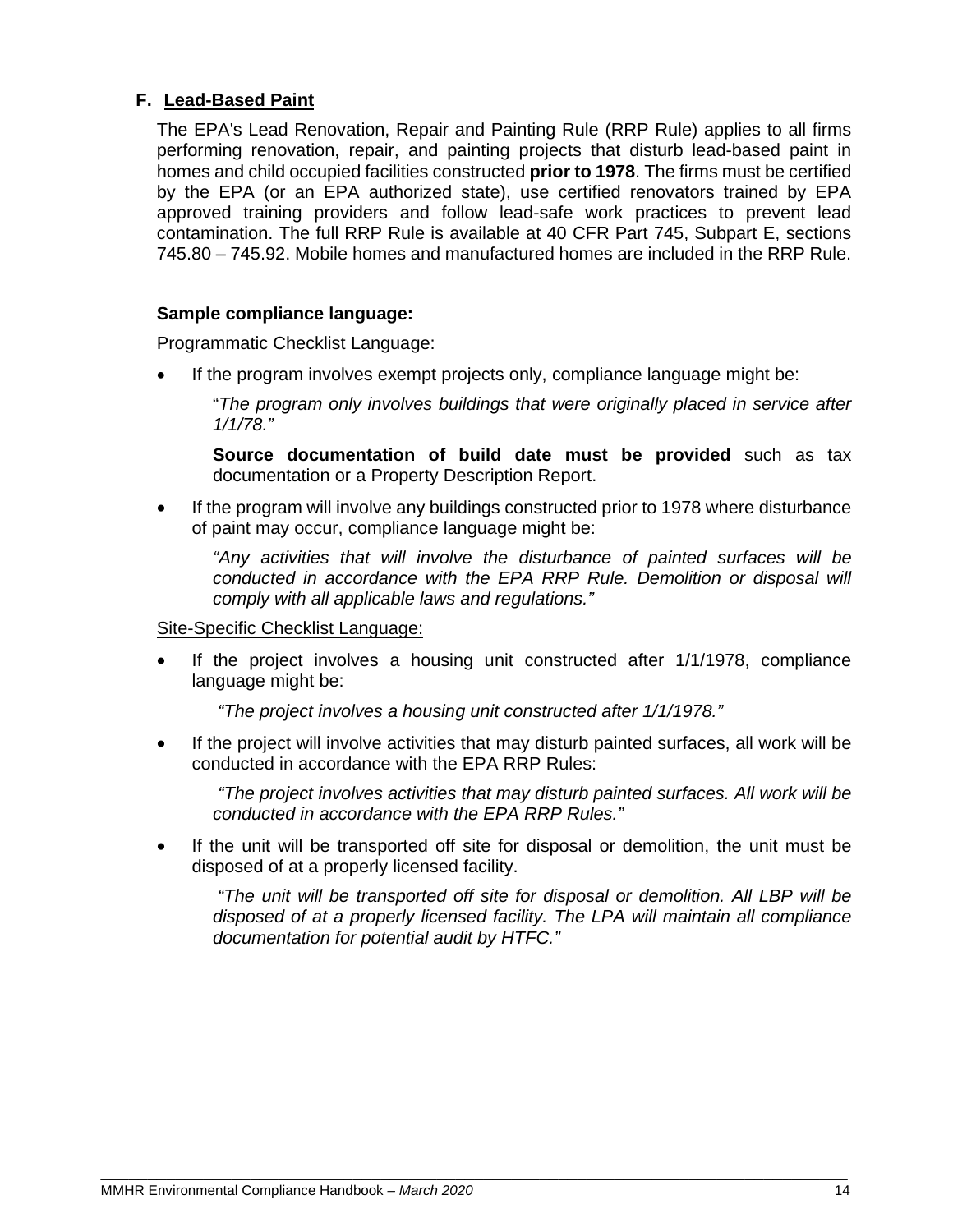## F. Lead-Based Paint

The EPA's Lead Renovation, Repair and Painting Rule (RRP Rule) applies to all firms performing renovation, repair, and painting projects that disturb lead-based paint in homes and child occupied facilities constructed **prior to 1978**. The firms must be certified by the EPA (or an EPA authorized state), use certified renovators trained by EPA approved training providers and follow lead-safe work practices to prevent lead contamination. The full RRP Rule is available at 40 CFR Part 745, Subpart E, sections 745.80 – 745.92. Mobile homes and manufactured homes are included in the RRP Rule.

**Sample compliance language:**

Programmatic Checklist Language:

- If the program involves exempt projects only, compliance language might be:

  "*The program only involves buildings that were originally placed in service after 1/1/78.*"

  **Source documentation of build date must be provided** such as tax documentation or a Property Description Report.

- If the program will involve any buildings constructed prior to 1978 where disturbance of paint may occur, compliance language might be:

  *"Any activities that will involve the disturbance of painted surfaces will be conducted in accordance with the EPA RRP Rule. Demolition or disposal will comply with all applicable laws and regulations."*

Site-Specific Checklist Language:

- If the project involves a housing unit constructed after 1/1/1978, compliance language might be:

  *"The project involves a housing unit constructed after 1/1/1978."*

- If the project will involve activities that may disturb painted surfaces, all work will be conducted in accordance with the EPA RRP Rules:

  *"The project involves activities that may disturb painted surfaces. All work will be conducted in accordance with the EPA RRP Rules."*

- If the unit will be transported off site for disposal or demolition, the unit must be disposed of at a properly licensed facility.

  *"The unit will be transported off site for disposal or demolition. All LBP will be disposed of at a properly licensed facility. The LPA will maintain all compliance documentation for potential audit by HTFC."*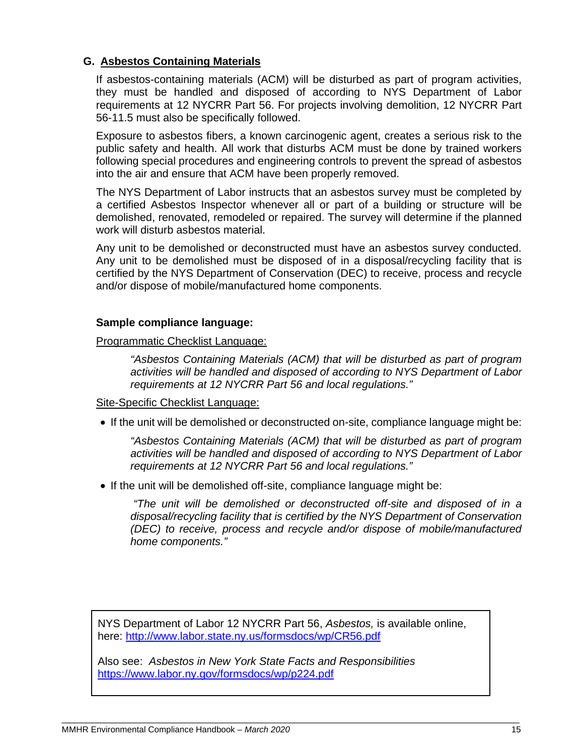## G. Asbestos Containing Materials

If asbestos-containing materials (ACM) will be disturbed as part of program activities, they must be handled and disposed of according to NYS Department of Labor requirements at 12 NYCRR Part 56. For projects involving demolition, 12 NYCRR Part 56-11.5 must also be specifically followed.

Exposure to asbestos fibers, a known carcinogenic agent, creates a serious risk to the public safety and health. All work that disturbs ACM must be done by trained workers following special procedures and engineering controls to prevent the spread of asbestos into the air and ensure that ACM have been properly removed.

The NYS Department of Labor instructs that an asbestos survey must be completed by a certified Asbestos Inspector whenever all or part of a building or structure will be demolished, renovated, remodeled or repaired. The survey will determine if the planned work will disturb asbestos material.

Any unit to be demolished or deconstructed must have an asbestos survey conducted. Any unit to be demolished must be disposed of in a disposal/recycling facility that is certified by the NYS Department of Conservation (DEC) to receive, process and recycle and/or dispose of mobile/manufactured home components.

**Sample compliance language:**

Programmatic Checklist Language:

> *"Asbestos Containing Materials (ACM) that will be disturbed as part of program activities will be handled and disposed of according to NYS Department of Labor requirements at 12 NYCRR Part 56 and local regulations."*

Site-Specific Checklist Language:

- If the unit will be demolished or deconstructed on-site, compliance language might be:

  > *"Asbestos Containing Materials (ACM) that will be disturbed as part of program activities will be handled and disposed of according to NYS Department of Labor requirements at 12 NYCRR Part 56 and local regulations."*

- If the unit will be demolished off-site, compliance language might be:

  > *"The unit will be demolished or deconstructed off-site and disposed of in a disposal/recycling facility that is certified by the NYS Department of Conservation (DEC) to receive, process and recycle and/or dispose of mobile/manufactured home components."*

NYS Department of Labor 12 NYCRR Part 56, *Asbestos,* is available online, here: http://www.labor.state.ny.us/formsdocs/wp/CR56.pdf

Also see: *Asbestos in New York State Facts and Responsibilities* https://www.labor.ny.gov/formsdocs/wp/p224.pdf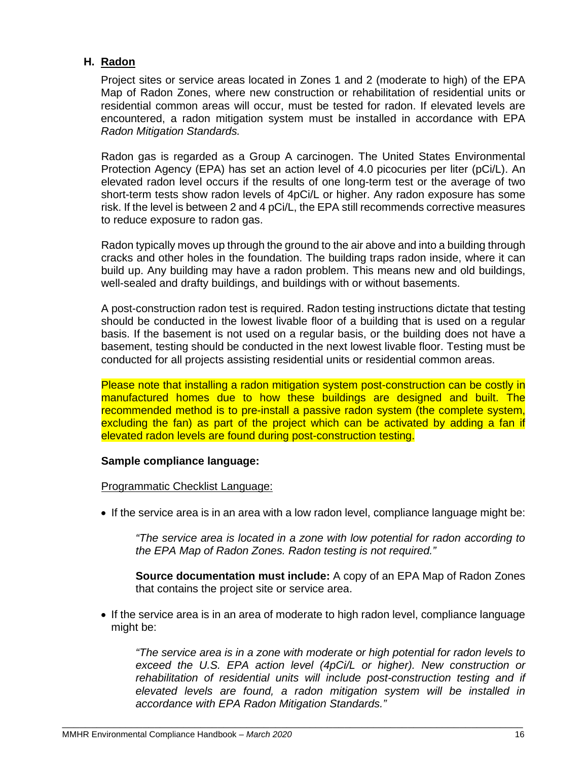### H. Radon

Project sites or service areas located in Zones 1 and 2 (moderate to high) of the EPA Map of Radon Zones, where new construction or rehabilitation of residential units or residential common areas will occur, must be tested for radon. If elevated levels are encountered, a radon mitigation system must be installed in accordance with EPA *Radon Mitigation Standards.*

Radon gas is regarded as a Group A carcinogen. The United States Environmental Protection Agency (EPA) has set an action level of 4.0 picocuries per liter (pCi/L). An elevated radon level occurs if the results of one long-term test or the average of two short-term tests show radon levels of 4pCi/L or higher. Any radon exposure has some risk. If the level is between 2 and 4 pCi/L, the EPA still recommends corrective measures to reduce exposure to radon gas.

Radon typically moves up through the ground to the air above and into a building through cracks and other holes in the foundation. The building traps radon inside, where it can build up. Any building may have a radon problem. This means new and old buildings, well-sealed and drafty buildings, and buildings with or without basements.

A post-construction radon test is required. Radon testing instructions dictate that testing should be conducted in the lowest livable floor of a building that is used on a regular basis. If the basement is not used on a regular basis, or the building does not have a basement, testing should be conducted in the next lowest livable floor. Testing must be conducted for all projects assisting residential units or residential common areas.

Please note that installing a radon mitigation system post-construction can be costly in manufactured homes due to how these buildings are designed and built. The recommended method is to pre-install a passive radon system (the complete system, excluding the fan) as part of the project which can be activated by adding a fan if elevated radon levels are found during post-construction testing.

**Sample compliance language:**

Programmatic Checklist Language:

- If the service area is in an area with a low radon level, compliance language might be:

  *"The service area is located in a zone with low potential for radon according to the EPA Map of Radon Zones. Radon testing is not required."*

  **Source documentation must include:** A copy of an EPA Map of Radon Zones that contains the project site or service area.

- If the service area is in an area of moderate to high radon level, compliance language might be:

  *"The service area is in a zone with moderate or high potential for radon levels to exceed the U.S. EPA action level (4pCi/L or higher). New construction or rehabilitation of residential units will include post-construction testing and if elevated levels are found, a radon mitigation system will be installed in accordance with EPA Radon Mitigation Standards."*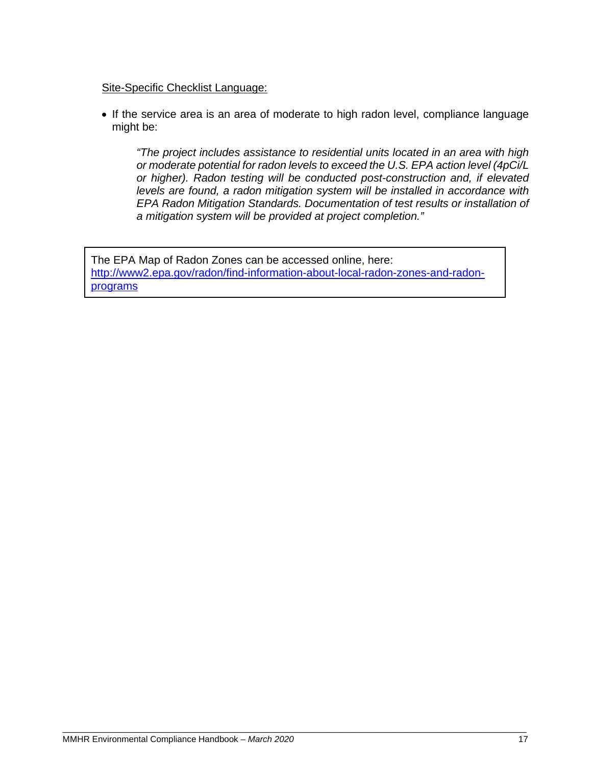Site-Specific Checklist Language:

- If the service area is an area of moderate to high radon level, compliance language might be:

  *"The project includes assistance to residential units located in an area with high or moderate potential for radon levels to exceed the U.S. EPA action level (4pCi/L or higher). Radon testing will be conducted post-construction and, if elevated levels are found, a radon mitigation system will be installed in accordance with EPA Radon Mitigation Standards. Documentation of test results or installation of a mitigation system will be provided at project completion."*

The EPA Map of Radon Zones can be accessed online, here: [http://www2.epa.gov/radon/find-information-about-local-radon-zones-and-radon-programs](http://www2.epa.gov/radon/find-information-about-local-radon-zones-and-radon-programs)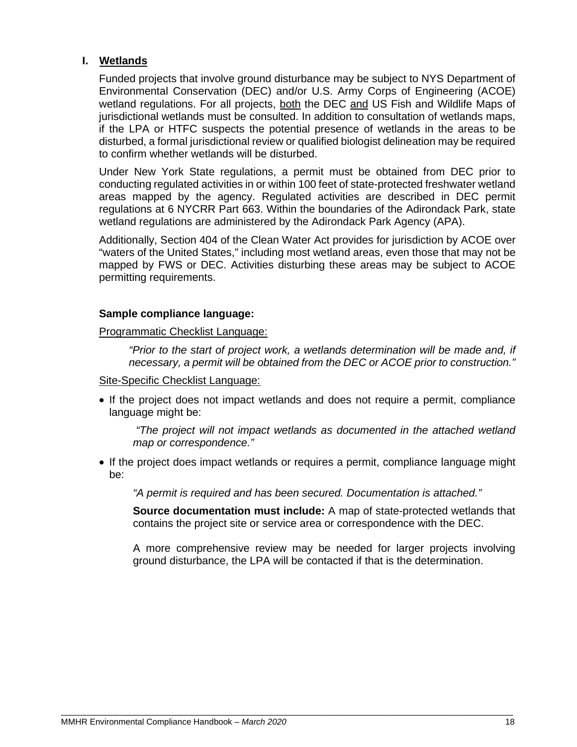## I. Wetlands

Funded projects that involve ground disturbance may be subject to NYS Department of Environmental Conservation (DEC) and/or U.S. Army Corps of Engineering (ACOE) wetland regulations. For all projects, both the DEC and US Fish and Wildlife Maps of jurisdictional wetlands must be consulted. In addition to consultation of wetlands maps, if the LPA or HTFC suspects the potential presence of wetlands in the areas to be disturbed, a formal jurisdictional review or qualified biologist delineation may be required to confirm whether wetlands will be disturbed.

Under New York State regulations, a permit must be obtained from DEC prior to conducting regulated activities in or within 100 feet of state-protected freshwater wetland areas mapped by the agency. Regulated activities are described in DEC permit regulations at 6 NYCRR Part 663. Within the boundaries of the Adirondack Park, state wetland regulations are administered by the Adirondack Park Agency (APA).

Additionally, Section 404 of the Clean Water Act provides for jurisdiction by ACOE over "waters of the United States," including most wetland areas, even those that may not be mapped by FWS or DEC. Activities disturbing these areas may be subject to ACOE permitting requirements.

**Sample compliance language:**

Programmatic Checklist Language:

> *"Prior to the start of project work, a wetlands determination will be made and, if necessary, a permit will be obtained from the DEC or ACOE prior to construction."*

Site-Specific Checklist Language:

- If the project does not impact wetlands and does not require a permit, compliance language might be:

  *"The project will not impact wetlands as documented in the attached wetland map or correspondence."*

- If the project does impact wetlands or requires a permit, compliance language might be:

  *"A permit is required and has been secured. Documentation is attached."*

  **Source documentation must include:** A map of state-protected wetlands that contains the project site or service area or correspondence with the DEC.

  A more comprehensive review may be needed for larger projects involving ground disturbance, the LPA will be contacted if that is the determination.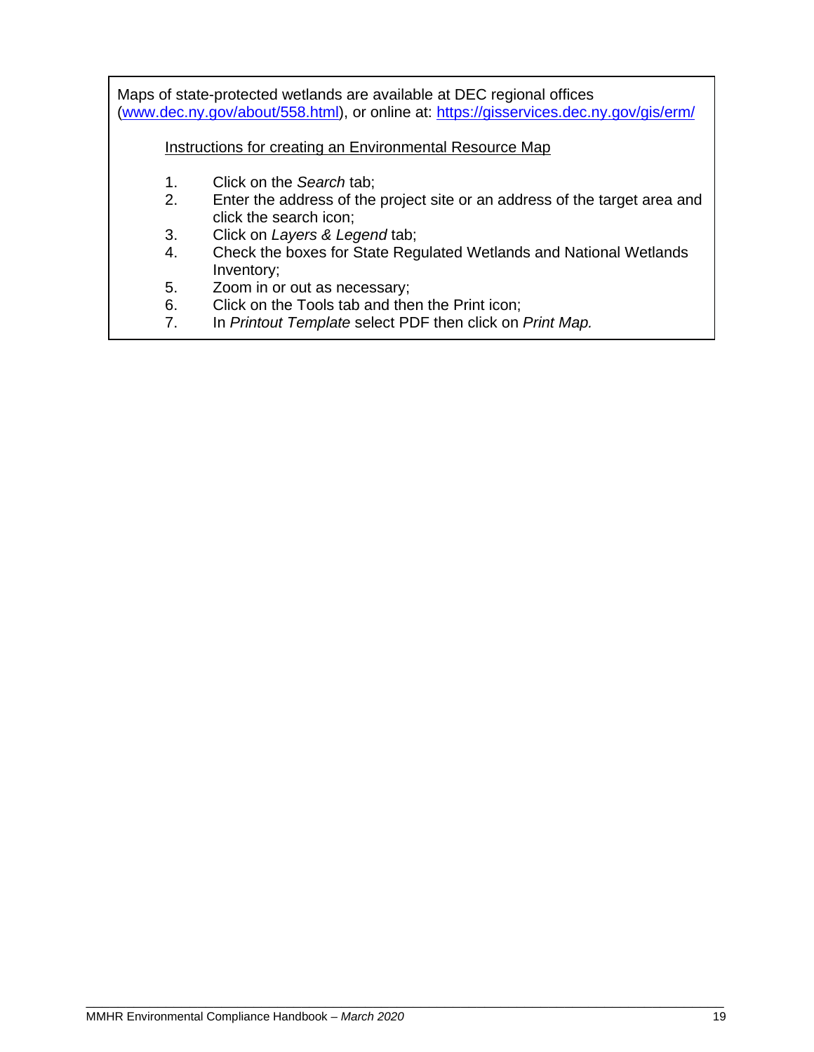Maps of state-protected wetlands are available at DEC regional offices ([www.dec.ny.gov/about/558.html](http://www.dec.ny.gov/about/558.html)), or online at: [https://gisservices.dec.ny.gov/gis/erm/](https://gisservices.dec.ny.gov/gis/erm/)

Instructions for creating an Environmental Resource Map

1. Click on the *Search* tab;
2. Enter the address of the project site or an address of the target area and click the search icon;
3. Click on *Layers & Legend* tab;
4. Check the boxes for State Regulated Wetlands and National Wetlands Inventory;
5. Zoom in or out as necessary;
6. Click on the Tools tab and then the Print icon;
7. In *Printout Template* select PDF then click on *Print Map.*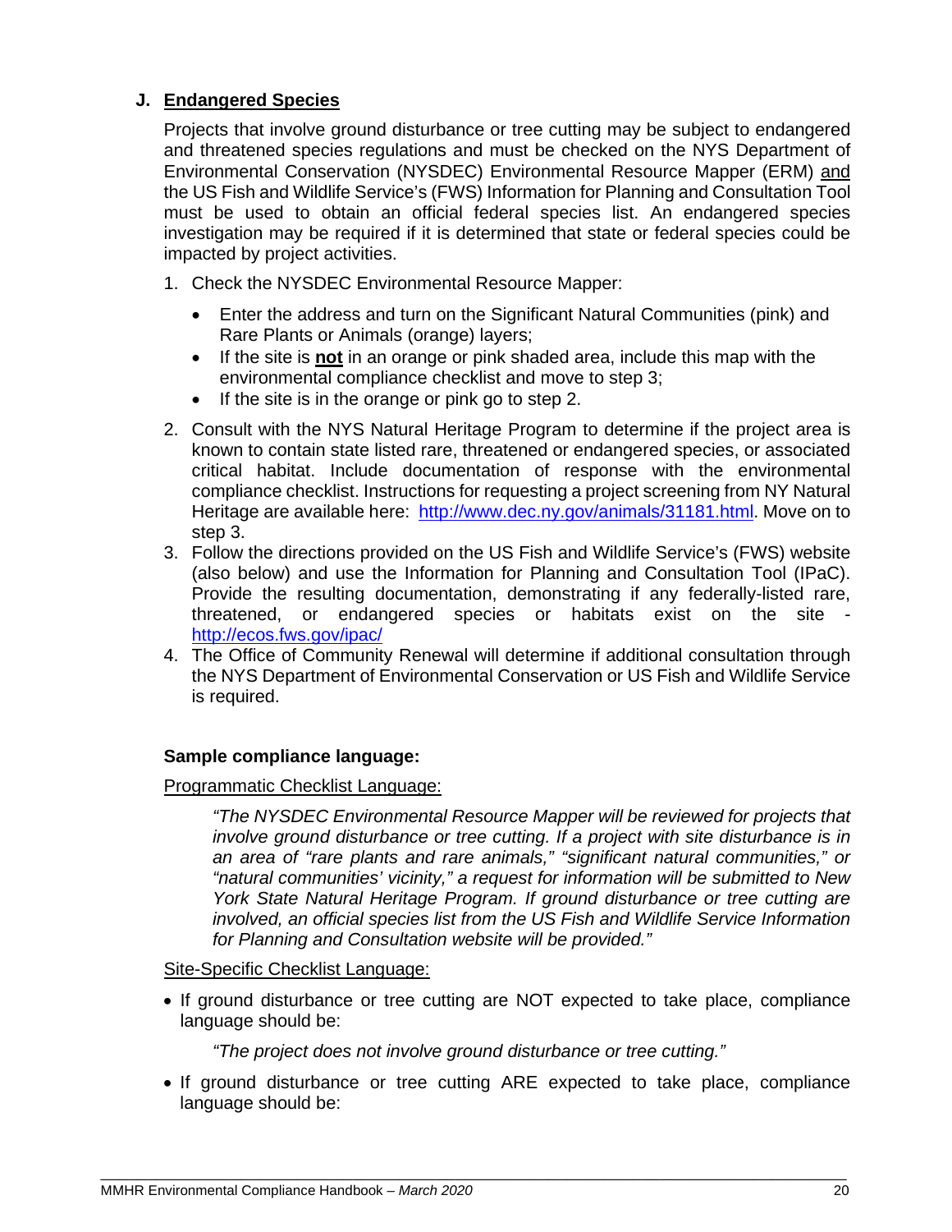## J. Endangered Species

Projects that involve ground disturbance or tree cutting may be subject to endangered and threatened species regulations and must be checked on the NYS Department of Environmental Conservation (NYSDEC) Environmental Resource Mapper (ERM) <u>and</u> the US Fish and Wildlife Service's (FWS) Information for Planning and Consultation Tool must be used to obtain an official federal species list. An endangered species investigation may be required if it is determined that state or federal species could be impacted by project activities.

1. Check the NYSDEC Environmental Resource Mapper:
   - Enter the address and turn on the Significant Natural Communities (pink) and Rare Plants or Animals (orange) layers;
   - If the site is **<u>not</u>** in an orange or pink shaded area, include this map with the environmental compliance checklist and move to step 3;
   - If the site is in the orange or pink go to step 2.
2. Consult with the NYS Natural Heritage Program to determine if the project area is known to contain state listed rare, threatened or endangered species, or associated critical habitat. Include documentation of response with the environmental compliance checklist. Instructions for requesting a project screening from NY Natural Heritage are available here: http://www.dec.ny.gov/animals/31181.html. Move on to step 3.
3. Follow the directions provided on the US Fish and Wildlife Service's (FWS) website (also below) and use the Information for Planning and Consultation Tool (IPaC). Provide the resulting documentation, demonstrating if any federally-listed rare, threatened, or endangered species or habitats exist on the site - http://ecos.fws.gov/ipac/
4. The Office of Community Renewal will determine if additional consultation through the NYS Department of Environmental Conservation or US Fish and Wildlife Service is required.

**Sample compliance language:**

<u>Programmatic Checklist Language:</u>

> *"The NYSDEC Environmental Resource Mapper will be reviewed for projects that involve ground disturbance or tree cutting. If a project with site disturbance is in an area of "rare plants and rare animals," "significant natural communities," or "natural communities' vicinity," a request for information will be submitted to New York State Natural Heritage Program. If ground disturbance or tree cutting are involved, an official species list from the US Fish and Wildlife Service Information for Planning and Consultation website will be provided."*

<u>Site-Specific Checklist Language:</u>

- If ground disturbance or tree cutting are NOT expected to take place, compliance language should be:

  *"The project does not involve ground disturbance or tree cutting."*

- If ground disturbance or tree cutting ARE expected to take place, compliance language should be: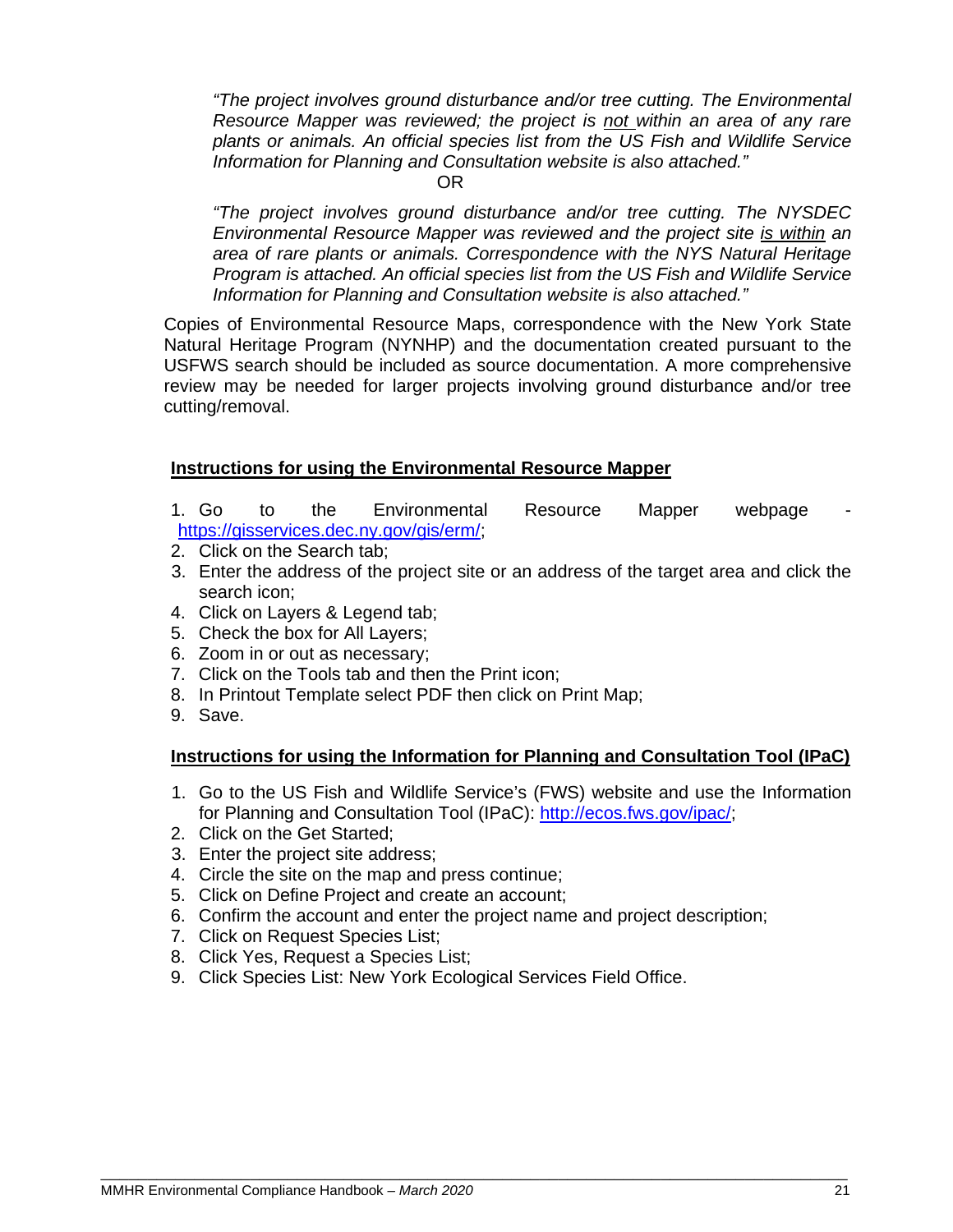*"The project involves ground disturbance and/or tree cutting. The Environmental Resource Mapper was reviewed; the project is <u>not</u> within an area of any rare plants or animals. An official species list from the US Fish and Wildlife Service Information for Planning and Consultation website is also attached."*

OR

*"The project involves ground disturbance and/or tree cutting. The NYSDEC Environmental Resource Mapper was reviewed and the project site <u>is within</u> an area of rare plants or animals. Correspondence with the NYS Natural Heritage Program is attached. An official species list from the US Fish and Wildlife Service Information for Planning and Consultation website is also attached."*

Copies of Environmental Resource Maps, correspondence with the New York State Natural Heritage Program (NYNHP) and the documentation created pursuant to the USFWS search should be included as source documentation. A more comprehensive review may be needed for larger projects involving ground disturbance and/or tree cutting/removal.

## Instructions for using the Environmental Resource Mapper

1. Go to the Environmental Resource Mapper webpage - https://gisservices.dec.ny.gov/gis/erm/;
2. Click on the Search tab;
3. Enter the address of the project site or an address of the target area and click the search icon;
4. Click on Layers & Legend tab;
5. Check the box for All Layers;
6. Zoom in or out as necessary;
7. Click on the Tools tab and then the Print icon;
8. In Printout Template select PDF then click on Print Map;
9. Save.

## Instructions for using the Information for Planning and Consultation Tool (IPaC)

1. Go to the US Fish and Wildlife Service's (FWS) website and use the Information for Planning and Consultation Tool (IPaC): http://ecos.fws.gov/ipac/;
2. Click on the Get Started;
3. Enter the project site address;
4. Circle the site on the map and press continue;
5. Click on Define Project and create an account;
6. Confirm the account and enter the project name and project description;
7. Click on Request Species List;
8. Click Yes, Request a Species List;
9. Click Species List: New York Ecological Services Field Office.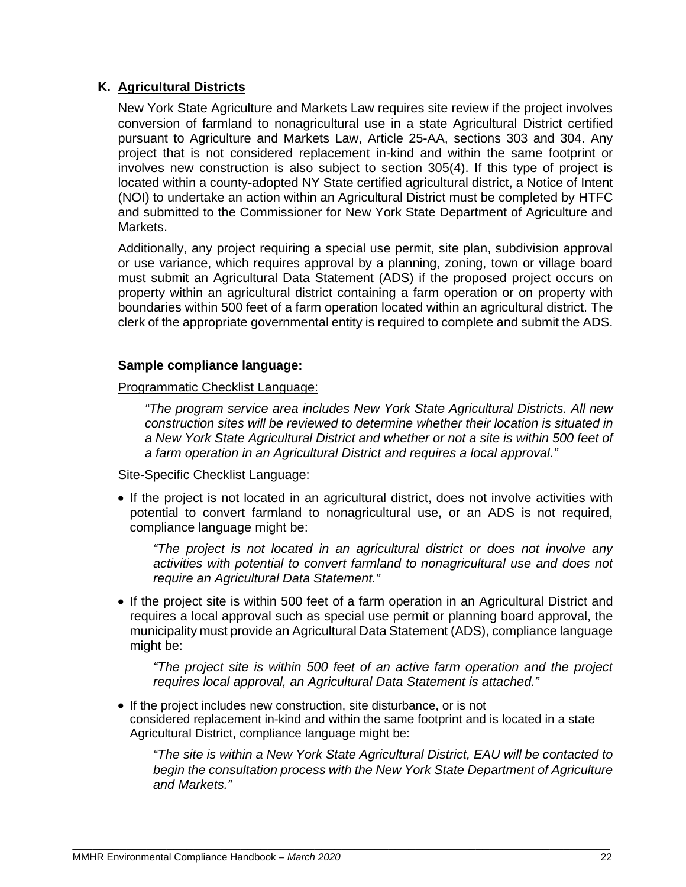## K. Agricultural Districts

New York State Agriculture and Markets Law requires site review if the project involves conversion of farmland to nonagricultural use in a state Agricultural District certified pursuant to Agriculture and Markets Law, Article 25-AA, sections 303 and 304. Any project that is not considered replacement in-kind and within the same footprint or involves new construction is also subject to section 305(4). If this type of project is located within a county-adopted NY State certified agricultural district, a Notice of Intent (NOI) to undertake an action within an Agricultural District must be completed by HTFC and submitted to the Commissioner for New York State Department of Agriculture and Markets.

Additionally, any project requiring a special use permit, site plan, subdivision approval or use variance, which requires approval by a planning, zoning, town or village board must submit an Agricultural Data Statement (ADS) if the proposed project occurs on property within an agricultural district containing a farm operation or on property with boundaries within 500 feet of a farm operation located within an agricultural district. The clerk of the appropriate governmental entity is required to complete and submit the ADS.

**Sample compliance language:**

Programmatic Checklist Language:

> *"The program service area includes New York State Agricultural Districts. All new construction sites will be reviewed to determine whether their location is situated in a New York State Agricultural District and whether or not a site is within 500 feet of a farm operation in an Agricultural District and requires a local approval."*

Site-Specific Checklist Language:

- If the project is not located in an agricultural district, does not involve activities with potential to convert farmland to nonagricultural use, or an ADS is not required, compliance language might be:

  *"The project is not located in an agricultural district or does not involve any activities with potential to convert farmland to nonagricultural use and does not require an Agricultural Data Statement."*

- If the project site is within 500 feet of a farm operation in an Agricultural District and requires a local approval such as special use permit or planning board approval, the municipality must provide an Agricultural Data Statement (ADS), compliance language might be:

  *"The project site is within 500 feet of an active farm operation and the project requires local approval, an Agricultural Data Statement is attached."*

- If the project includes new construction, site disturbance, or is not considered replacement in-kind and within the same footprint and is located in a state Agricultural District, compliance language might be:

  *"The site is within a New York State Agricultural District, EAU will be contacted to begin the consultation process with the New York State Department of Agriculture and Markets."*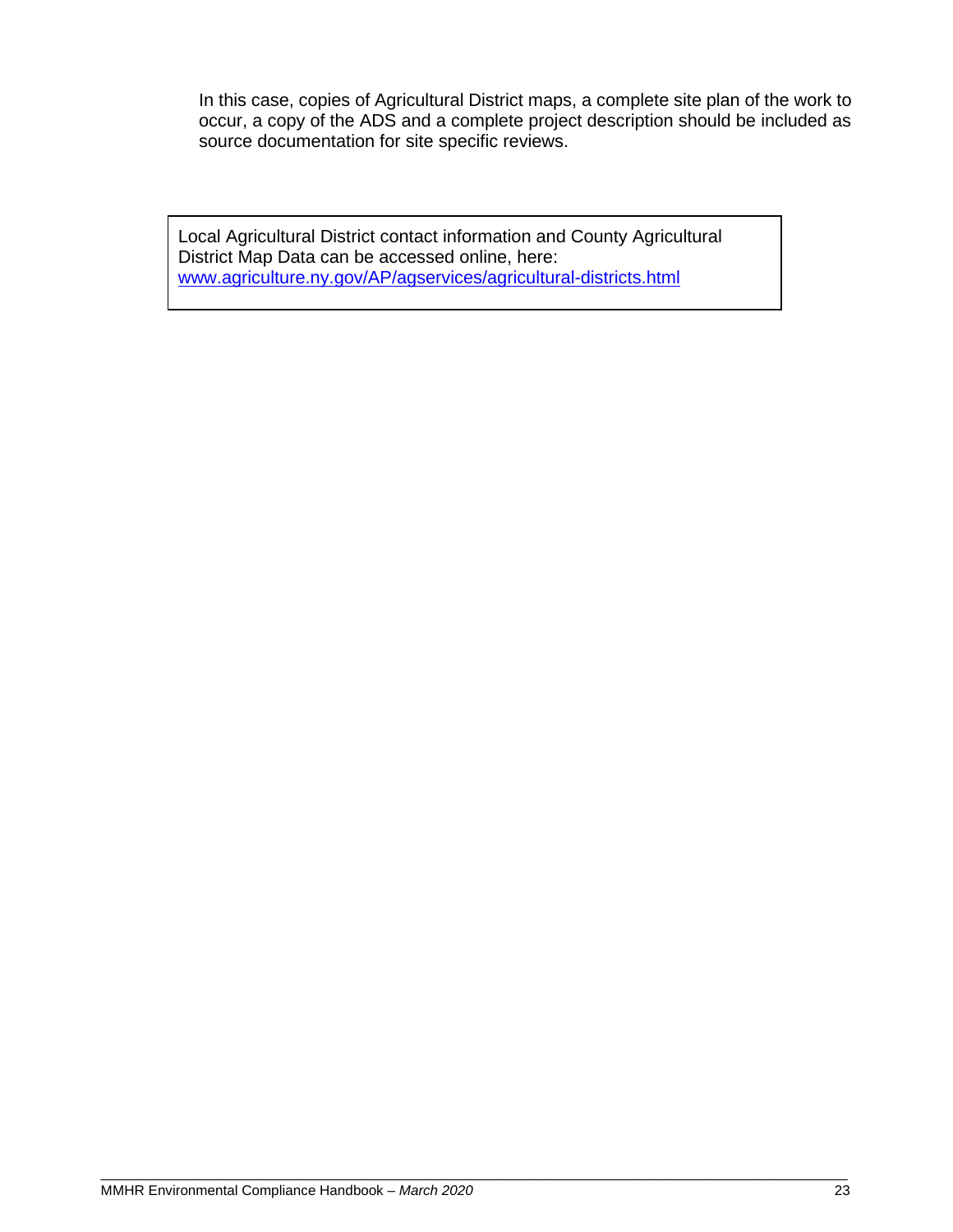In this case, copies of Agricultural District maps, a complete site plan of the work to occur, a copy of the ADS and a complete project description should be included as source documentation for site specific reviews.

> Local Agricultural District contact information and County Agricultural District Map Data can be accessed online, here:
> [www.agriculture.ny.gov/AP/agservices/agricultural-districts.html](http://www.agriculture.ny.gov/AP/agservices/agricultural-districts.html)